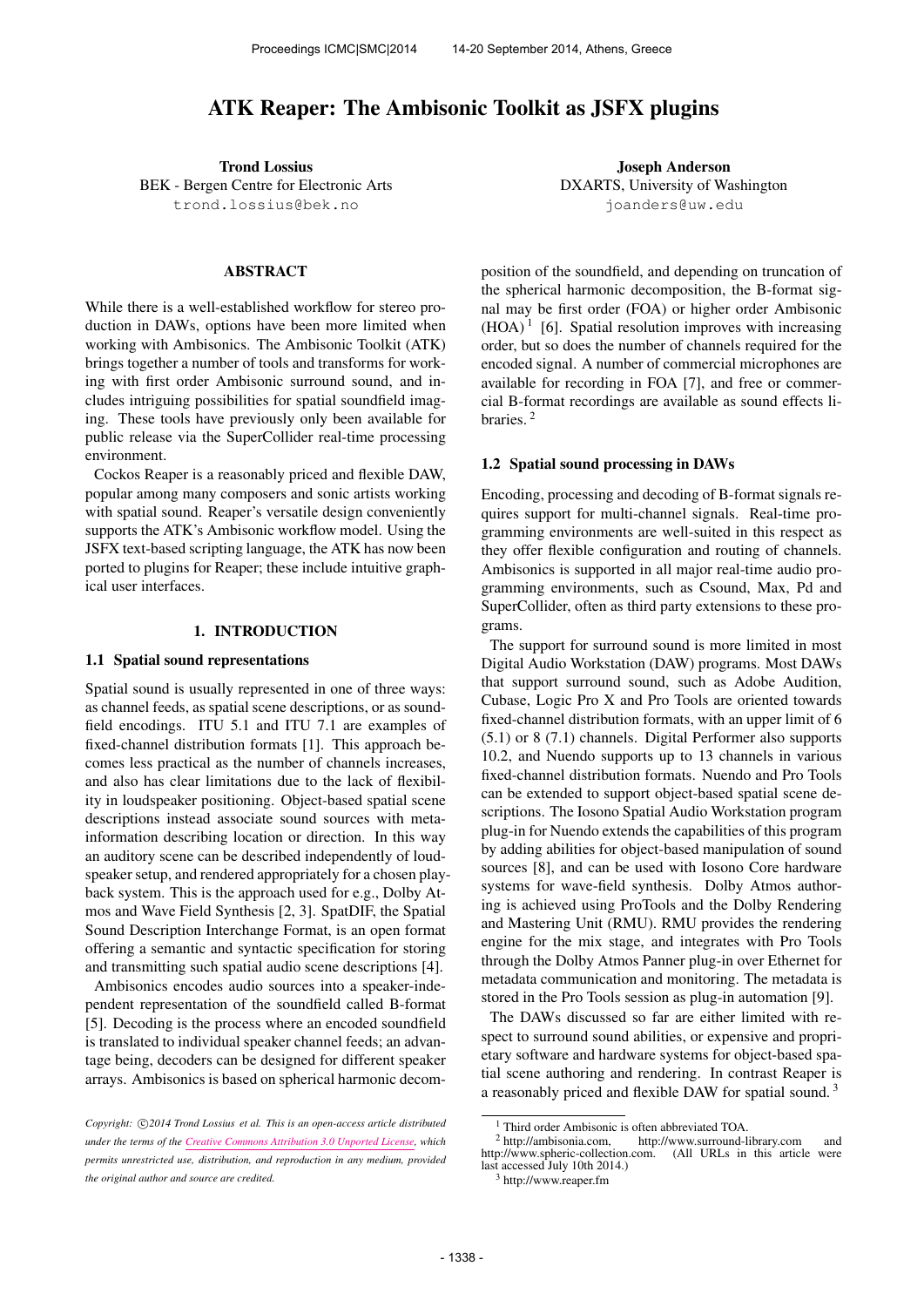# ATK Reaper: The Ambisonic Toolkit as JSFX plugins

**Trond Lossius**
BEK - Bergen Centre for Electronic Arts
trond.lossius@bek.no

**Joseph Anderson**
DXARTS, University of Washington
joanders@uw.edu

## ABSTRACT

While there is a well-established workflow for stereo production in DAWs, options have been more limited when working with Ambisonics. The Ambisonic Toolkit (ATK) brings together a number of tools and transforms for working with first order Ambisonic surround sound, and includes intriguing possibilities for spatial soundfield imaging. These tools have previously only been available for public release via the SuperCollider real-time processing environment.

Cockos Reaper is a reasonably priced and flexible DAW, popular among many composers and sonic artists working with spatial sound. Reaper's versatile design conveniently supports the ATK's Ambisonic workflow model. Using the JSFX text-based scripting language, the ATK has now been ported to plugins for Reaper; these include intuitive graphical user interfaces.

## 1. INTRODUCTION

### 1.1 Spatial sound representations

Spatial sound is usually represented in one of three ways: as channel feeds, as spatial scene descriptions, or as soundfield encodings. ITU 5.1 and ITU 7.1 are examples of fixed-channel distribution formats [1]. This approach becomes less practical as the number of channels increases, and also has clear limitations due to the lack of flexibility in loudspeaker positioning. Object-based spatial scene descriptions instead associate sound sources with meta-information describing location or direction. In this way an auditory scene can be described independently of loudspeaker setup, and rendered appropriately for a chosen playback system. This is the approach used for e.g., Dolby Atmos and Wave Field Synthesis [2, 3]. SpatDIF, the Spatial Sound Description Interchange Format, is an open format offering a semantic and syntactic specification for storing and transmitting such spatial audio scene descriptions [4].

Ambisonics encodes audio sources into a speaker-independent representation of the soundfield called B-format [5]. Decoding is the process where an encoded soundfield is translated to individual speaker channel feeds; an advantage being, decoders can be designed for different speaker arrays. Ambisonics is based on spherical harmonic decomposition of the soundfield, and depending on truncation of the spherical harmonic decomposition, the B-format signal may be first order (FOA) or higher order Ambisonic (HOA) [1] [6]. Spatial resolution improves with increasing order, but so does the number of channels required for the encoded signal. A number of commercial microphones are available for recording in FOA [7], and free or commercial B-format recordings are available as sound effects libraries. [2]

### 1.2 Spatial sound processing in DAWs

Encoding, processing and decoding of B-format signals requires support for multi-channel signals. Real-time programming environments are well-suited in this respect as they offer flexible configuration and routing of channels. Ambisonics is supported in all major real-time audio programming environments, such as Csound, Max, Pd and SuperCollider, often as third party extensions to these programs.

The support for surround sound is more limited in most Digital Audio Workstation (DAW) programs. Most DAWs that support surround sound, such as Adobe Audition, Cubase, Logic Pro X and Pro Tools are oriented towards fixed-channel distribution formats, with an upper limit of 6 (5.1) or 8 (7.1) channels. Digital Performer also supports 10.2, and Nuendo supports up to 13 channels in various fixed-channel distribution formats. Nuendo and Pro Tools can be extended to support object-based spatial scene descriptions. The Iosono Spatial Audio Workstation program plug-in for Nuendo extends the capabilities of this program by adding abilities for object-based manipulation of sound sources [8], and can be used with Iosono Core hardware systems for wave-field synthesis. Dolby Atmos authoring is achieved using ProTools and the Dolby Rendering and Mastering Unit (RMU). RMU provides the rendering engine for the mix stage, and integrates with Pro Tools through the Dolby Atmos Panner plug-in over Ethernet for metadata communication and monitoring. The metadata is stored in the Pro Tools session as plug-in automation [9].

The DAWs discussed so far are either limited with respect to surround sound abilities, or expensive and proprietary software and hardware systems for object-based spatial scene authoring and rendering. In contrast Reaper is a reasonably priced and flexible DAW for spatial sound. [3]

---

[1] Third order Ambisonic is often abbreviated TOA.

[2] http://ambisonia.com, http://www.surround-library.com and http://www.spheric-collection.com. (All URLs in this article were last accessed July 10th 2014.)

[3] http://www.reaper.fm

*Copyright: ©2014 Trond Lossius et al. This is an open-access article distributed under the terms of the Creative Commons Attribution 3.0 Unported License, which permits unrestricted use, distribution, and reproduction in any medium, provided the original author and source are credited.*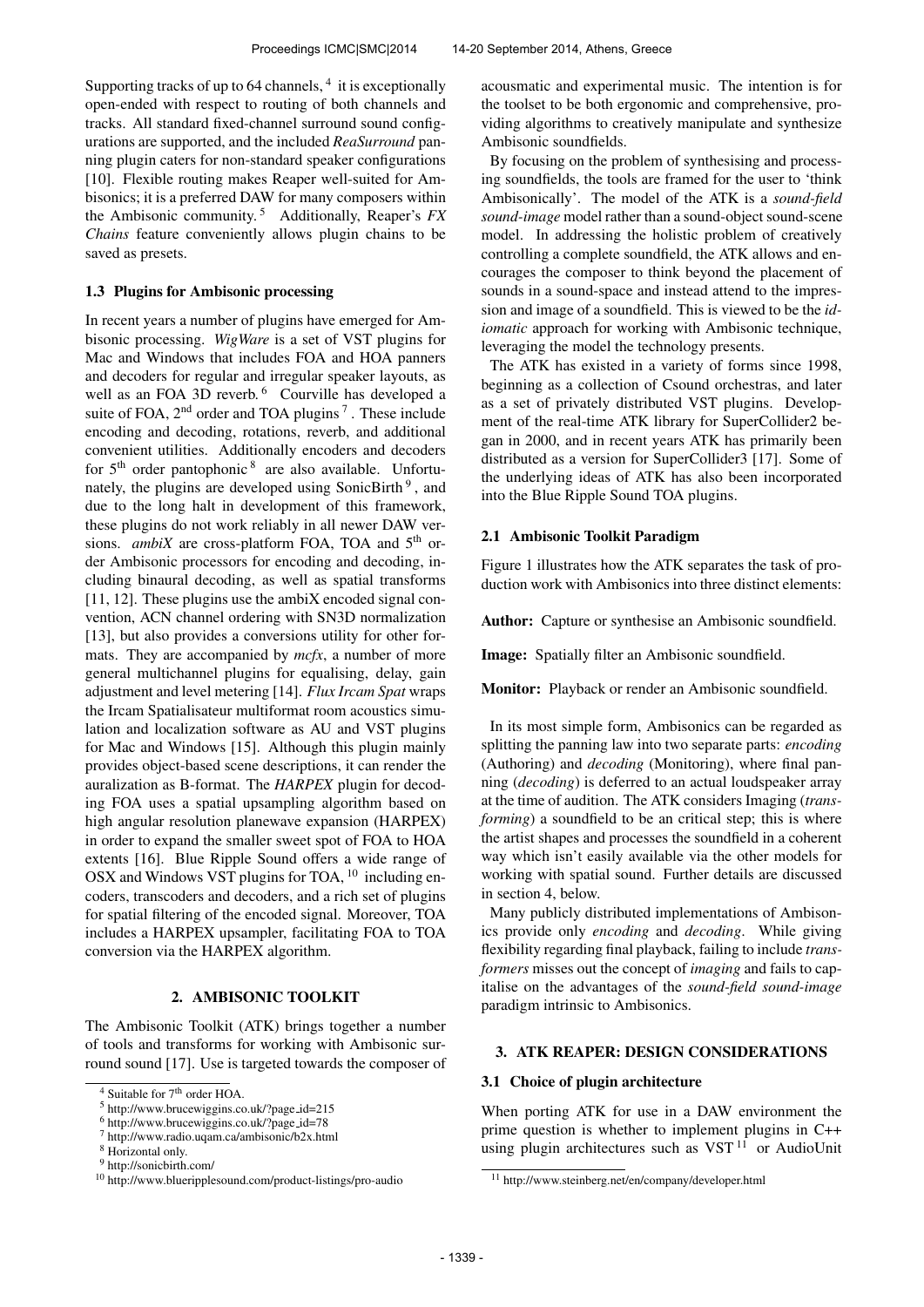Supporting tracks of up to 64 channels, [4] it is exceptionally open-ended with respect to routing of both channels and tracks. All standard fixed-channel surround sound configurations are supported, and the included *ReaSurround* panning plugin caters for non-standard speaker configurations [10]. Flexible routing makes Reaper well-suited for Ambisonics; it is a preferred DAW for many composers within the Ambisonic community. [5] Additionally, Reaper's *FX Chains* feature conveniently allows plugin chains to be saved as presets.

### 1.3 Plugins for Ambisonic processing

In recent years a number of plugins have emerged for Ambisonic processing. *WigWare* is a set of VST plugins for Mac and Windows that includes FOA and HOA panners and decoders for regular and irregular speaker layouts, as well as an FOA 3D reverb. [6] Courville has developed a suite of FOA, 2$^{nd}$ order and TOA plugins [7]. These include encoding and decoding, rotations, reverb, and additional convenient utilities. Additionally encoders and decoders for 5$^{th}$ order pantophonic [8] are also available. Unfortunately, the plugins are developed using SonicBirth [9], and due to the long halt in development of this framework, these plugins do not work reliably in all newer DAW versions. *ambiX* are cross-platform FOA, TOA and 5$^{th}$ order Ambisonic processors for encoding and decoding, including binaural decoding, as well as spatial transforms [11, 12]. These plugins use the ambiX encoded signal convention, ACN channel ordering with SN3D normalization [13], but also provides a conversions utility for other formats. They are accompanied by *mcfx*, a number of more general multichannel plugins for equalising, delay, gain adjustment and level metering [14]. *Flux Ircam Spat* wraps the Ircam Spatialisateur multiformat room acoustics simulation and localization software as AU and VST plugins for Mac and Windows [15]. Although this plugin mainly provides object-based scene descriptions, it can render the auralization as B-format. The *HARPEX* plugin for decoding FOA uses a spatial upsampling algorithm based on high angular resolution planewave expansion (HARPEX) in order to expand the smaller sweet spot of FOA to HOA extents [16]. Blue Ripple Sound offers a wide range of OSX and Windows VST plugins for TOA, [10] including encoders, transcoders and decoders, and a rich set of plugins for spatial filtering of the encoded signal. Moreover, TOA includes a HARPEX upsampler, facilitating FOA to TOA conversion via the HARPEX algorithm.

## 2. AMBISONIC TOOLKIT

The Ambisonic Toolkit (ATK) brings together a number of tools and transforms for working with Ambisonic surround sound [17]. Use is targeted towards the composer of acousmatic and experimental music. The intention is for the toolset to be both ergonomic and comprehensive, providing algorithms to creatively manipulate and synthesize Ambisonic soundfields.

By focusing on the problem of synthesising and processing soundfields, the tools are framed for the user to 'think Ambisonically'. The model of the ATK is a *sound-field sound-image* model rather than a sound-object sound-scene model. In addressing the holistic problem of creatively controlling a complete soundfield, the ATK allows and encourages the composer to think beyond the placement of sounds in a sound-space and instead attend to the impression and image of a soundfield. This is viewed to be the *idiomatic* approach for working with Ambisonic technique, leveraging the model the technology presents.

The ATK has existed in a variety of forms since 1998, beginning as a collection of Csound orchestras, and later as a set of privately distributed VST plugins. Development of the real-time ATK library for SuperCollider2 began in 2000, and in recent years ATK has primarily been distributed as a version for SuperCollider3 [17]. Some of the underlying ideas of ATK has also been incorporated into the Blue Ripple Sound TOA plugins.

### 2.1 Ambisonic Toolkit Paradigm

Figure 1 illustrates how the ATK separates the task of production work with Ambisonics into three distinct elements:

**Author:** Capture or synthesise an Ambisonic soundfield.

**Image:** Spatially filter an Ambisonic soundfield.

**Monitor:** Playback or render an Ambisonic soundfield.

In its most simple form, Ambisonics can be regarded as splitting the panning law into two separate parts: *encoding* (Authoring) and *decoding* (Monitoring), where final panning (*decoding*) is deferred to an actual loudspeaker array at the time of audition. The ATK considers Imaging (*transforming*) a soundfield to be an critical step; this is where the artist shapes and processes the soundfield in a coherent way which isn't easily available via the other models for working with spatial sound. Further details are discussed in section 4, below.

Many publicly distributed implementations of Ambisonics provide only *encoding* and *decoding*. While giving flexibility regarding final playback, failing to include *transformers* misses out the concept of *imaging* and fails to capitalise on the advantages of the *sound-field sound-image* paradigm intrinsic to Ambisonics.

## 3. ATK REAPER: DESIGN CONSIDERATIONS

### 3.1 Choice of plugin architecture

When porting ATK for use in a DAW environment the prime question is whether to implement plugins in C++ using plugin architectures such as VST [11] or AudioUnit

---

[4] Suitable for 7$^{th}$ order HOA.

[5] http://www.brucewiggins.co.uk/?page_id=215

[6] http://www.brucewiggins.co.uk/?page_id=78

[7] http://www.radio.uqam.ca/ambisonic/b2x.html

[8] Horizontal only.

[9] http://sonicbirth.com/

[10] http://www.blueripplesound.com/product-listings/pro-audio

[11] http://www.steinberg.net/en/company/developer.html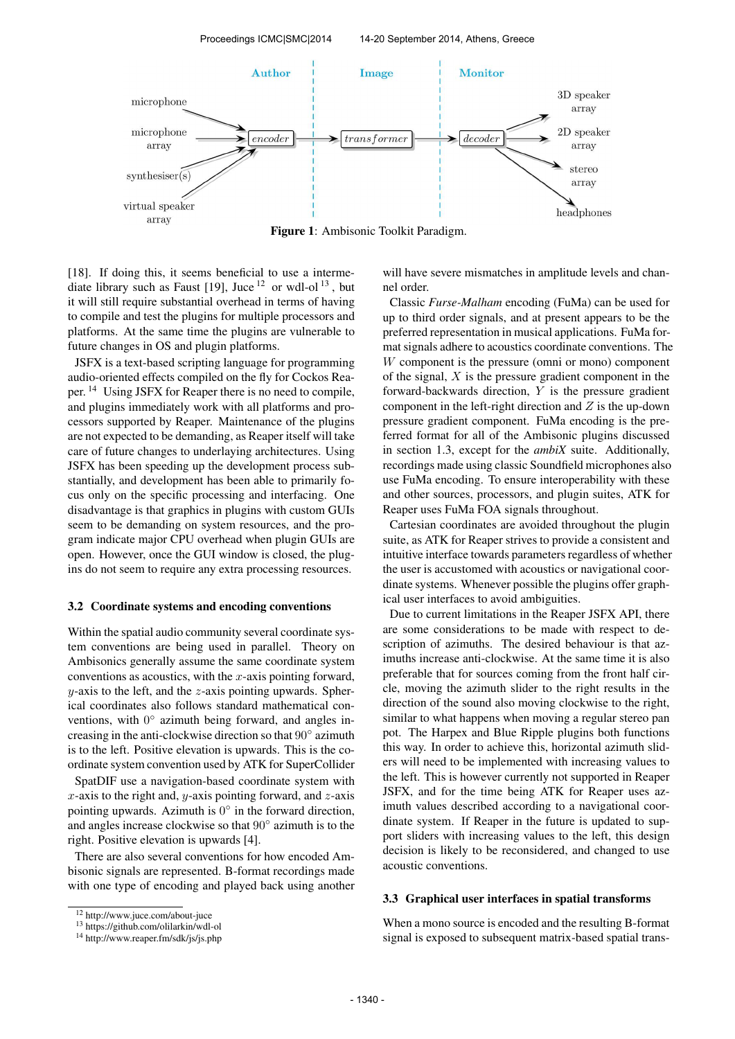Figure 1: Ambisonic Toolkit Paradigm.

[18]. If doing this, it seems beneficial to use a intermediate library such as Faust [19], Juce [12] or wdl-ol [13], but it will still require substantial overhead in terms of having to compile and test the plugins for multiple processors and platforms. At the same time the plugins are vulnerable to future changes in OS and plugin platforms.

JSFX is a text-based scripting language for programming audio-oriented effects compiled on the fly for Cockos Reaper. [14] Using JSFX for Reaper there is no need to compile, and plugins immediately work with all platforms and processors supported by Reaper. Maintenance of the plugins are not expected to be demanding, as Reaper itself will take care of future changes to underlaying architectures. Using JSFX has been speeding up the development process substantially, and development has been able to primarily focus only on the specific processing and interfacing. One disadvantage is that graphics in plugins with custom GUIs seem to be demanding on system resources, and the program indicate major CPU overhead when plugin GUIs are open. However, once the GUI window is closed, the plugins do not seem to require any extra processing resources.

### 3.2 Coordinate systems and encoding conventions

Within the spatial audio community several coordinate system conventions are being used in parallel. Theory on Ambisonics generally assume the same coordinate system conventions as acoustics, with the $x$-axis pointing forward, $y$-axis to the left, and the $z$-axis pointing upwards. Spherical coordinates also follows standard mathematical conventions, with $0°$ azimuth being forward, and angles increasing in the anti-clockwise direction so that $90°$ azimuth is to the left. Positive elevation is upwards. This is the coordinate system convention used by ATK for SuperCollider

SpatDIF use a navigation-based coordinate system with $x$-axis to the right and, $y$-axis pointing forward, and $z$-axis pointing upwards. Azimuth is $0°$ in the forward direction, and angles increase clockwise so that $90°$ azimuth is to the right. Positive elevation is upwards [4].

There are also several conventions for how encoded Ambisonic signals are represented. B-format recordings made with one type of encoding and played back using another will have severe mismatches in amplitude levels and channel order.

Classic *Furse-Malham* encoding (FuMa) can be used for up to third order signals, and at present appears to be the preferred representation in musical applications. FuMa format signals adhere to acoustics coordinate conventions. The $W$ component is the pressure (omni or mono) component of the signal, $X$ is the pressure gradient component in the forward-backwards direction, $Y$ is the pressure gradient component in the left-right direction and $Z$ is the up-down pressure gradient component. FuMa encoding is the preferred format for all of the Ambisonic plugins discussed in section 1.3, except for the *ambiX* suite. Additionally, recordings made using classic Soundfield microphones also use FuMa encoding. To ensure interoperability with these and other sources, processors, and plugin suites, ATK for Reaper uses FuMa FOA signals throughout.

Cartesian coordinates are avoided throughout the plugin suite, as ATK for Reaper strives to provide a consistent and intuitive interface towards parameters regardless of whether the user is accustomed with acoustics or navigational coordinate systems. Whenever possible the plugins offer graphical user interfaces to avoid ambiguities.

Due to current limitations in the Reaper JSFX API, there are some considerations to be made with respect to description of azimuths. The desired behaviour is that azimuths increase anti-clockwise. At the same time it is also preferable that for sources coming from the front half circle, moving the azimuth slider to the right results in the direction of the sound also moving clockwise to the right, similar to what happens when moving a regular stereo pan pot. The Harpex and Blue Ripple plugins both functions this way. In order to achieve this, horizontal azimuth sliders will need to be implemented with increasing values to the left. This is however currently not supported in Reaper JSFX, and for the time being ATK for Reaper uses azimuth values described according to a navigational coordinate system. If Reaper in the future is updated to support sliders with increasing values to the left, this design decision is likely to be reconsidered, and changed to use acoustic conventions.

### 3.3 Graphical user interfaces in spatial transforms

When a mono source is encoded and the resulting B-format signal is exposed to subsequent matrix-based spatial trans-

[12] http://www.juce.com/about-juce
[13] https://github.com/olilarkin/wdl-ol
[14] http://www.reaper.fm/sdk/js/js.php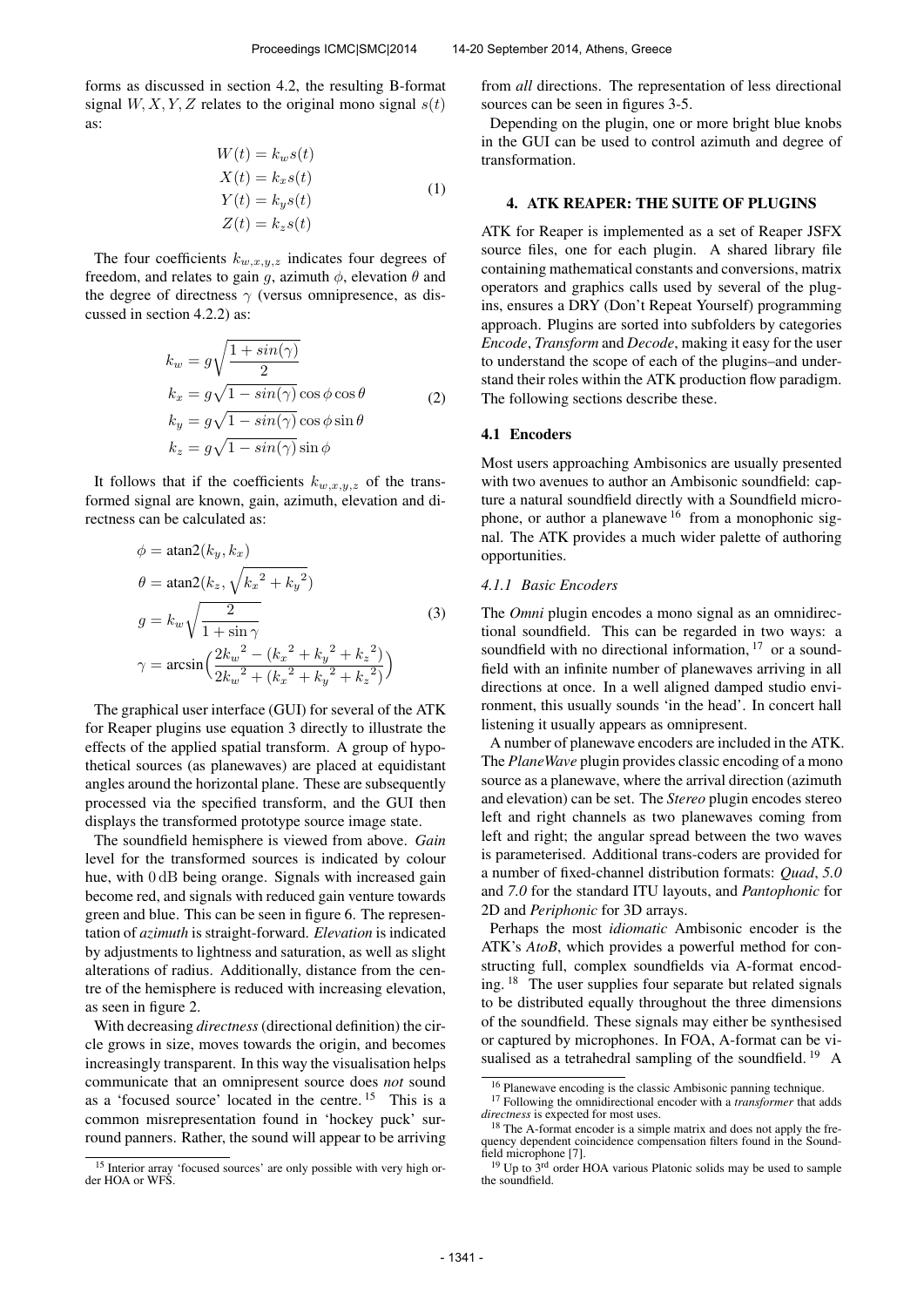forms as discussed in section 4.2, the resulting B-format signal $W, X, Y, Z$ relates to the original mono signal $s(t)$ as:

$$
\begin{aligned}
W(t) &= k_w s(t) \\
X(t) &= k_x s(t) \\
Y(t) &= k_y s(t) \\
Z(t) &= k_z s(t)
\end{aligned} \tag{1}
$$

The four coefficients $k_{w,x,y,z}$ indicates four degrees of freedom, and relates to gain $g$, azimuth $\phi$, elevation $\theta$ and the degree of directness $\gamma$ (versus omnipresence, as discussed in section 4.2.2) as:

$$
\begin{aligned}
k_w &= g\sqrt{\frac{1 + sin(\gamma)}{2}} \\
k_x &= g\sqrt{1 - sin(\gamma)}\cos\phi\cos\theta \\
k_y &= g\sqrt{1 - sin(\gamma)}\cos\phi\sin\theta \\
k_z &= g\sqrt{1 - sin(\gamma)}\sin\phi
\end{aligned} \tag{2}
$$

It follows that if the coefficients $k_{w,x,y,z}$ of the transformed signal are known, gain, azimuth, elevation and directness can be calculated as:

$$
\begin{aligned}
\phi &= \text{atan2}(k_y, k_x) \\
\theta &= \text{atan2}(k_z, \sqrt{{k_x}^2 + {k_y}^2}) \\
g &= k_w\sqrt{\frac{2}{1 + \sin\gamma}} \\
\gamma &= \arcsin\Big(\frac{2{k_w}^2 - ({k_x}^2 + {k_y}^2 + {k_z}^2)}{2{k_w}^2 + ({k_x}^2 + {k_y}^2 + {k_z}^2)}\Big)
\end{aligned} \tag{3}
$$

The graphical user interface (GUI) for several of the ATK for Reaper plugins use equation 3 directly to illustrate the effects of the applied spatial transform. A group of hypothetical sources (as planewaves) are placed at equidistant angles around the horizontal plane. These are subsequently processed via the specified transform, and the GUI then displays the transformed prototype source image state.

The soundfield hemisphere is viewed from above. *Gain* level for the transformed sources is indicated by colour hue, with 0 dB being orange. Signals with increased gain become red, and signals with reduced gain venture towards green and blue. This can be seen in figure 6. The representation of *azimuth* is straight-forward. *Elevation* is indicated by adjustments to lightness and saturation, as well as slight alterations of radius. Additionally, distance from the centre of the hemisphere is reduced with increasing elevation, as seen in figure 2.

With decreasing *directness* (directional definition) the circle grows in size, moves towards the origin, and becomes increasingly transparent. In this way the visualisation helps communicate that an omnipresent source does *not* sound as a 'focused source' located in the centre. [15] This is a common misrepresentation found in 'hockey puck' surround panners. Rather, the sound will appear to be arriving from *all* directions. The representation of less directional sources can be seen in figures 3-5.

Depending on the plugin, one or more bright blue knobs in the GUI can be used to control azimuth and degree of transformation.

## 4. ATK REAPER: THE SUITE OF PLUGINS

ATK for Reaper is implemented as a set of Reaper JSFX source files, one for each plugin. A shared library file containing mathematical constants and conversions, matrix operators and graphics calls used by several of the plugins, ensures a DRY (Don't Repeat Yourself) programming approach. Plugins are sorted into subfolders by categories *Encode*, *Transform* and *Decode*, making it easy for the user to understand the scope of each of the plugins–and understand their roles within the ATK production flow paradigm. The following sections describe these.

### 4.1 Encoders

Most users approaching Ambisonics are usually presented with two avenues to author an Ambisonic soundfield: capture a natural soundfield directly with a Soundfield microphone, or author a planewave [16] from a monophonic signal. The ATK provides a much wider palette of authoring opportunities.

#### 4.1.1 Basic Encoders

The *Omni* plugin encodes a mono signal as an omnidirectional soundfield. This can be regarded in two ways: a soundfield with no directional information, [17] or a soundfield with an infinite number of planewaves arriving in all directions at once. In a well aligned damped studio environment, this usually sounds 'in the head'. In concert hall listening it usually appears as omnipresent.

A number of planewave encoders are included in the ATK. The *PlaneWave* plugin provides classic encoding of a mono source as a planewave, where the arrival direction (azimuth and elevation) can be set. The *Stereo* plugin encodes stereo left and right channels as two planewaves coming from left and right; the angular spread between the two waves is parameterised. Additional trans-coders are provided for a number of fixed-channel distribution formats: *Quad*, *5.0* and *7.0* for the standard ITU layouts, and *Pantophonic* for 2D and *Periphonic* for 3D arrays.

Perhaps the most *idiomatic* Ambisonic encoder is the ATK's *AtoB*, which provides a powerful method for constructing full, complex soundfields via A-format encoding. [18] The user supplies four separate but related signals to be distributed equally throughout the three dimensions of the soundfield. These signals may either be synthesised or captured by microphones. In FOA, A-format can be visualised as a tetrahedral sampling of the soundfield. [19] A

---

[15] Interior array 'focused sources' are only possible with very high order HOA or WFS.

[16] Planewave encoding is the classic Ambisonic panning technique.

[17] Following the omnidirectional encoder with a *transformer* that adds *directness* is expected for most uses.

[18] The A-format encoder is a simple matrix and does not apply the frequency dependent coincidence compensation filters found in the Soundfield microphone [7].

[19] Up to 3rd order HOA various Platonic solids may be used to sample the soundfield.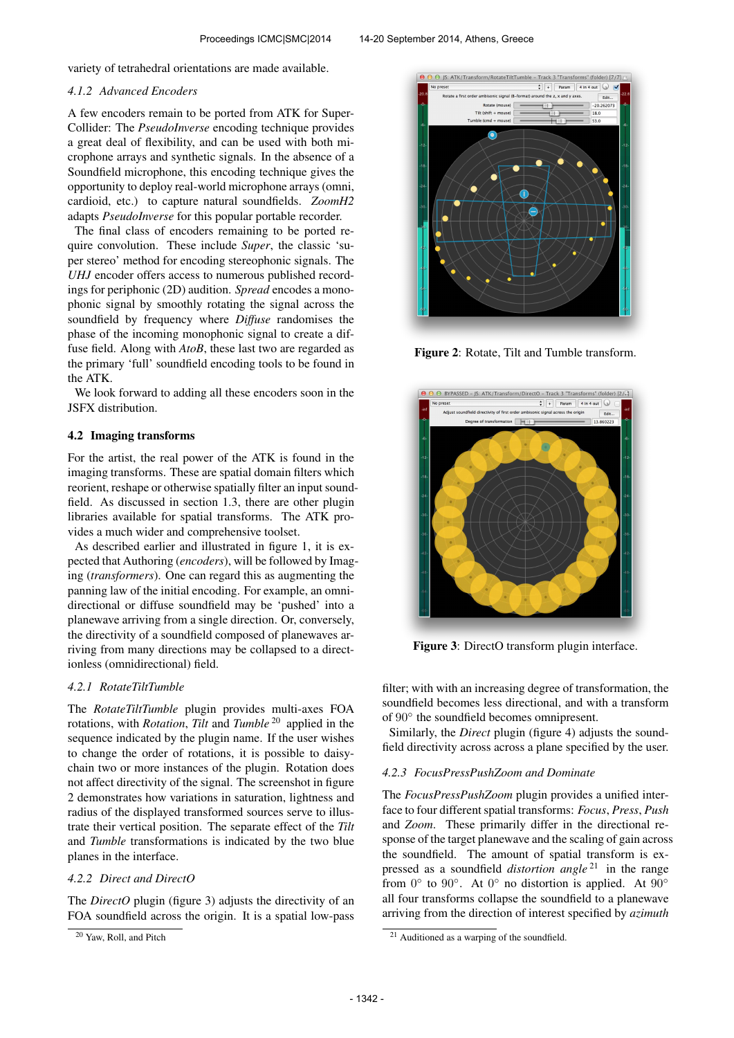variety of tetrahedral orientations are made available.

#### 4.1.2 Advanced Encoders

A few encoders remain to be ported from ATK for SuperCollider: The *PseudoInverse* encoding technique provides a great deal of flexibility, and can be used with both microphone arrays and synthetic signals. In the absence of a Soundfield microphone, this encoding technique gives the opportunity to deploy real-world microphone arrays (omni, cardioid, etc.) to capture natural soundfields. *ZoomH2* adapts *PseudoInverse* for this popular portable recorder.

The final class of encoders remaining to be ported require convolution. These include *Super*, the classic 'super stereo' method for encoding stereophonic signals. The *UHJ* encoder offers access to numerous published recordings for periphonic (2D) audition. *Spread* encodes a monophonic signal by smoothly rotating the signal across the soundfield by frequency where *Diffuse* randomises the phase of the incoming monophonic signal to create a diffuse field. Along with *AtoB*, these last two are regarded as the primary 'full' soundfield encoding tools to be found in the ATK.

We look forward to adding all these encoders soon in the JSFX distribution.

### 4.2 Imaging transforms

For the artist, the real power of the ATK is found in the imaging transforms. These are spatial domain filters which reorient, reshape or otherwise spatially filter an input soundfield. As discussed in section 1.3, there are other plugin libraries available for spatial transforms. The ATK provides a much wider and comprehensive toolset.

As described earlier and illustrated in figure 1, it is expected that Authoring (*encoders*), will be followed by Imaging (*transformers*). One can regard this as augmenting the panning law of the initial encoding. For example, an omnidirectional or diffuse soundfield may be 'pushed' into a planewave arriving from a single direction. Or, conversely, the directivity of a soundfield composed of planewaves arriving from many directions may be collapsed to a directionless (omnidirectional) field.

#### 4.2.1 RotateTiltTumble

The *RotateTiltTumble* plugin provides multi-axes FOA rotations, with *Rotation*, *Tilt* and *Tumble* [20] applied in the sequence indicated by the plugin name. If the user wishes to change the order of rotations, it is possible to daisy-chain two or more instances of the plugin. Rotation does not affect directivity of the signal. The screenshot in figure 2 demonstrates how variations in saturation, lightness and radius of the displayed transformed sources serve to illustrate their vertical position. The separate effect of the *Tilt* and *Tumble* transformations is indicated by the two blue planes in the interface.

#### 4.2.2 Direct and DirectO

The *DirectO* plugin (figure 3) adjusts the directivity of an FOA soundfield across the origin. It is a spatial low-pass

**Figure 2**: Rotate, Tilt and Tumble transform.

**Figure 3**: DirectO transform plugin interface.

filter; with with an increasing degree of transformation, the soundfield becomes less directional, and with a transform of 90° the soundfield becomes omnipresent.

Similarly, the *Direct* plugin (figure 4) adjusts the soundfield directivity across across a plane specified by the user.

#### 4.2.3 FocusPressPushZoom and Dominate

The *FocusPressPushZoom* plugin provides a unified interface to four different spatial transforms: *Focus*, *Press*, *Push* and *Zoom*. These primarily differ in the directional response of the target planewave and the scaling of gain across the soundfield. The amount of spatial transform is expressed as a soundfield *distortion angle* [21] in the range from 0° to 90°. At 0° no distortion is applied. At 90° all four transforms collapse the soundfield to a planewave arriving from the direction of interest specified by *azimuth*

[20] Yaw, Roll, and Pitch

[21] Auditioned as a warping of the soundfield.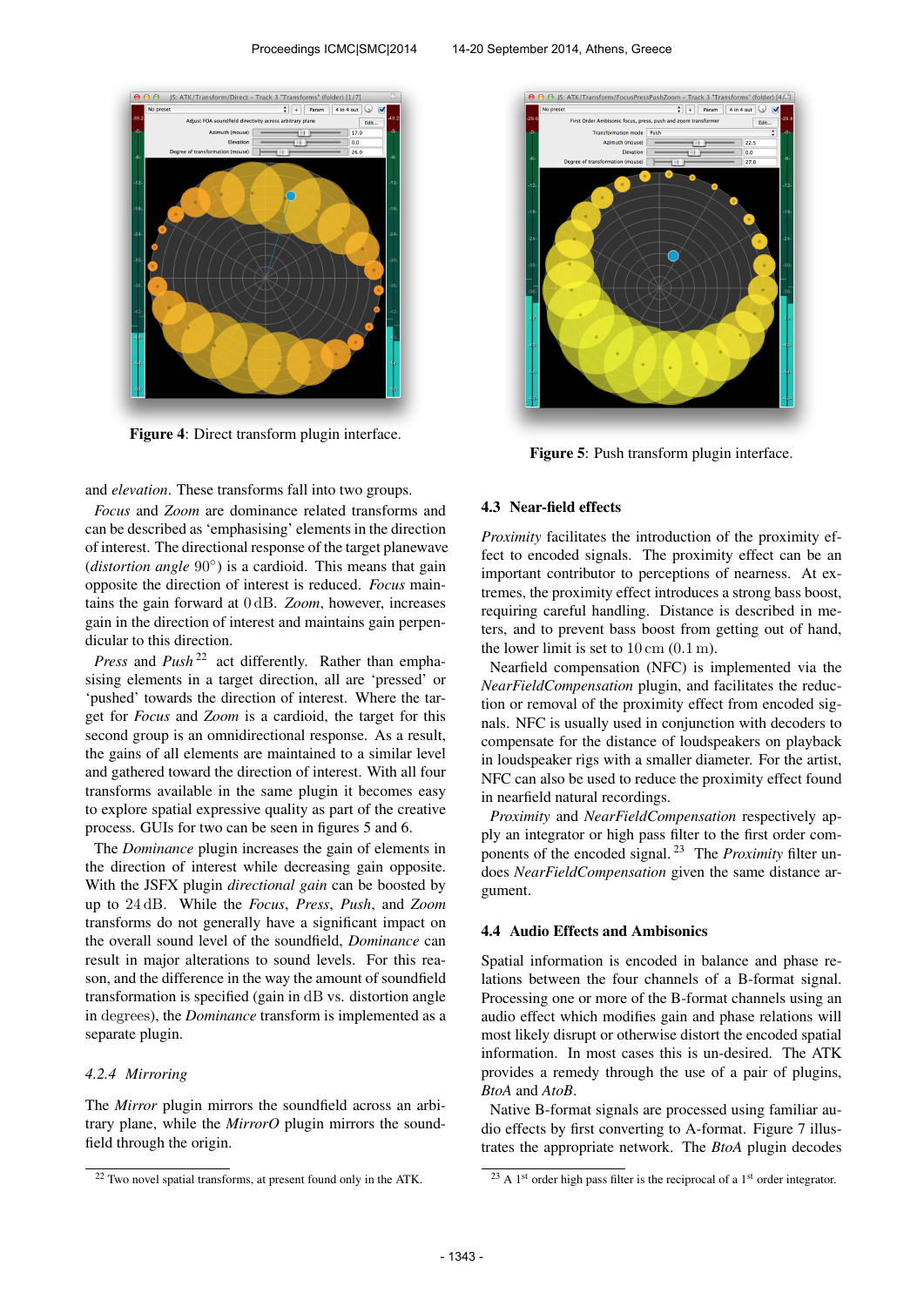**Figure 4**: Direct transform plugin interface.

**Figure 5**: Push transform plugin interface.

and *elevation*. These transforms fall into two groups.

*Focus* and *Zoom* are dominance related transforms and can be described as 'emphasising' elements in the direction of interest. The directional response of the target planewave (*distortion angle* $90°$) is a cardioid. This means that gain opposite the direction of interest is reduced. *Focus* maintains the gain forward at $0\,\mathrm{dB}$. *Zoom*, however, increases gain in the direction of interest and maintains gain perpendicular to this direction.

*Press* and *Push*[22] act differently. Rather than emphasising elements in a target direction, all are 'pressed' or 'pushed' towards the direction of interest. Where the target for *Focus* and *Zoom* is a cardioid, the target for this second group is an omnidirectional response. As a result, the gains of all elements are maintained to a similar level and gathered toward the direction of interest. With all four transforms available in the same plugin it becomes easy to explore spatial expressive quality as part of the creative process. GUIs for two can be seen in figures 5 and 6.

The *Dominance* plugin increases the gain of elements in the direction of interest while decreasing gain opposite. With the JSFX plugin *directional gain* can be boosted by up to $24\,\mathrm{dB}$. While the *Focus*, *Press*, *Push*, and *Zoom* transforms do not generally have a significant impact on the overall sound level of the soundfield, *Dominance* can result in major alterations to sound levels. For this reason, and the difference in the way the amount of soundfield transformation is specified (gain in dB vs. distortion angle in degrees), the *Dominance* transform is implemented as a separate plugin.

#### 4.2.4 Mirroring

The *Mirror* plugin mirrors the soundfield across an arbitrary plane, while the *MirrorO* plugin mirrors the soundfield through the origin.

### 4.3 Near-field effects

*Proximity* facilitates the introduction of the proximity effect to encoded signals. The proximity effect can be an important contributor to perceptions of nearness. At extremes, the proximity effect introduces a strong bass boost, requiring careful handling. Distance is described in meters, and to prevent bass boost from getting out of hand, the lower limit is set to $10\,\mathrm{cm}$ ($0.1\,\mathrm{m}$).

Nearfield compensation (NFC) is implemented via the *NearFieldCompensation* plugin, and facilitates the reduction or removal of the proximity effect from encoded signals. NFC is usually used in conjunction with decoders to compensate for the distance of loudspeakers on playback in loudspeaker rigs with a smaller diameter. For the artist, NFC can also be used to reduce the proximity effect found in nearfield natural recordings.

*Proximity* and *NearFieldCompensation* respectively apply an integrator or high pass filter to the first order components of the encoded signal.[23] The *Proximity* filter undoes *NearFieldCompensation* given the same distance argument.

### 4.4 Audio Effects and Ambisonics

Spatial information is encoded in balance and phase relations between the four channels of a B-format signal. Processing one or more of the B-format channels using an audio effect which modifies gain and phase relations will most likely disrupt or otherwise distort the encoded spatial information. In most cases this is un-desired. The ATK provides a remedy through the use of a pair of plugins, *BtoA* and *AtoB*.

Native B-format signals are processed using familiar audio effects by first converting to A-format. Figure 7 illustrates the appropriate network. The *BtoA* plugin decodes

---

[22] Two novel spatial transforms, at present found only in the ATK.

[23] A 1st order high pass filter is the reciprocal of a 1st order integrator.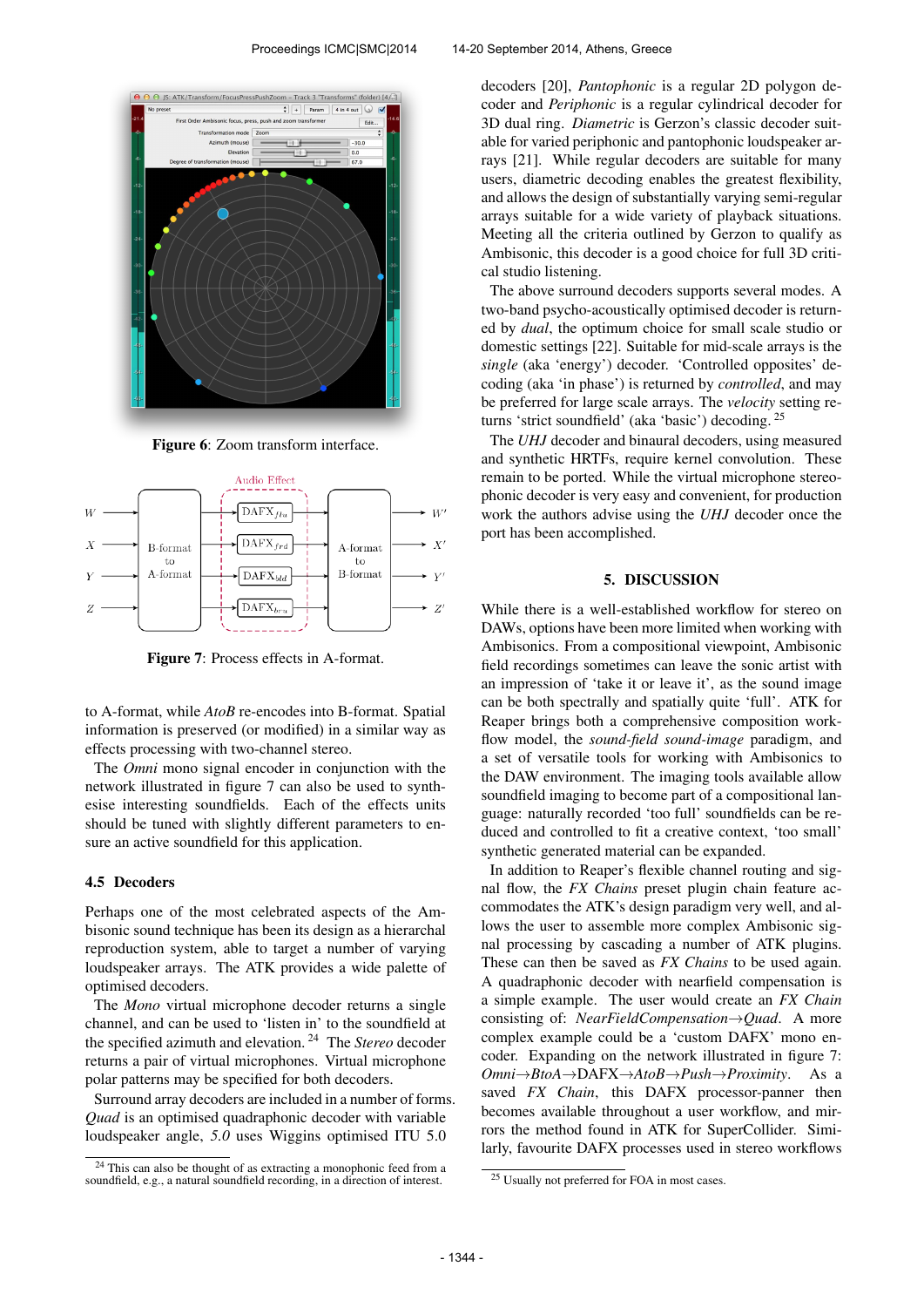**Figure 6**: Zoom transform interface.

**Figure 7**: Process effects in A-format.

to A-format, while *AtoB* re-encodes into B-format. Spatial information is preserved (or modified) in a similar way as effects processing with two-channel stereo.

The *Omni* mono signal encoder in conjunction with the network illustrated in figure 7 can also be used to synthesise interesting soundfields. Each of the effects units should be tuned with slightly different parameters to ensure an active soundfield for this application.

### 4.5 Decoders

Perhaps one of the most celebrated aspects of the Ambisonic sound technique has been its design as a hierarchal reproduction system, able to target a number of varying loudspeaker arrays. The ATK provides a wide palette of optimised decoders.

The *Mono* virtual microphone decoder returns a single channel, and can be used to 'listen in' to the soundfield at the specified azimuth and elevation. [24] The *Stereo* decoder returns a pair of virtual microphones. Virtual microphone polar patterns may be specified for both decoders.

Surround array decoders are included in a number of forms. *Quad* is an optimised quadraphonic decoder with variable loudspeaker angle, *5.0* uses Wiggins optimised ITU 5.0 decoders [20], *Pantophonic* is a regular 2D polygon decoder and *Periphonic* is a regular cylindrical decoder for 3D dual ring. *Diametric* is Gerzon's classic decoder suitable for varied periphonic and pantophonic loudspeaker arrays [21]. While regular decoders are suitable for many users, diametric decoding enables the greatest flexibility, and allows the design of substantially varying semi-regular arrays suitable for a wide variety of playback situations. Meeting all the criteria outlined by Gerzon to qualify as Ambisonic, this decoder is a good choice for full 3D critical studio listening.

The above surround decoders supports several modes. A two-band psycho-acoustically optimised decoder is returned by *dual*, the optimum choice for small scale studio or domestic settings [22]. Suitable for mid-scale arrays is the *single* (aka 'energy') decoder. 'Controlled opposites' decoding (aka 'in phase') is returned by *controlled*, and may be preferred for large scale arrays. The *velocity* setting returns 'strict soundfield' (aka 'basic') decoding. [25]

The *UHJ* decoder and binaural decoders, using measured and synthetic HRTFs, require kernel convolution. These remain to be ported. While the virtual microphone stereophonic decoder is very easy and convenient, for production work the authors advise using the *UHJ* decoder once the port has been accomplished.

## 5. DISCUSSION

While there is a well-established workflow for stereo on DAWs, options have been more limited when working with Ambisonics. From a compositional viewpoint, Ambisonic field recordings sometimes can leave the sonic artist with an impression of 'take it or leave it', as the sound image can be both spectrally and spatially quite 'full'. ATK for Reaper brings both a comprehensive composition workflow model, the *sound-field sound-image* paradigm, and a set of versatile tools for working with Ambisonics to the DAW environment. The imaging tools available allow soundfield imaging to become part of a compositional language: naturally recorded 'too full' soundfields can be reduced and controlled to fit a creative context, 'too small' synthetic generated material can be expanded.

In addition to Reaper's flexible channel routing and signal flow, the *FX Chains* preset plugin chain feature accommodates the ATK's design paradigm very well, and allows the user to assemble more complex Ambisonic signal processing by cascading a number of ATK plugins. These can then be saved as *FX Chains* to be used again. A quadraphonic decoder with nearfield compensation is a simple example. The user would create an *FX Chain* consisting of: *NearFieldCompensation*→*Quad*. A more complex example could be a 'custom DAFX' mono encoder. Expanding on the network illustrated in figure 7: *Omni*→*BtoA*→DAFX→*AtoB*→*Push*→*Proximity*. As a saved *FX Chain*, this DAFX processor-panner then becomes available throughout a user workflow, and mirrors the method found in ATK for SuperCollider. Similarly, favourite DAFX processes used in stereo workflows

[24] This can also be thought of as extracting a monophonic feed from a soundfield, e.g., a natural soundfield recording, in a direction of interest.

[25] Usually not preferred for FOA in most cases.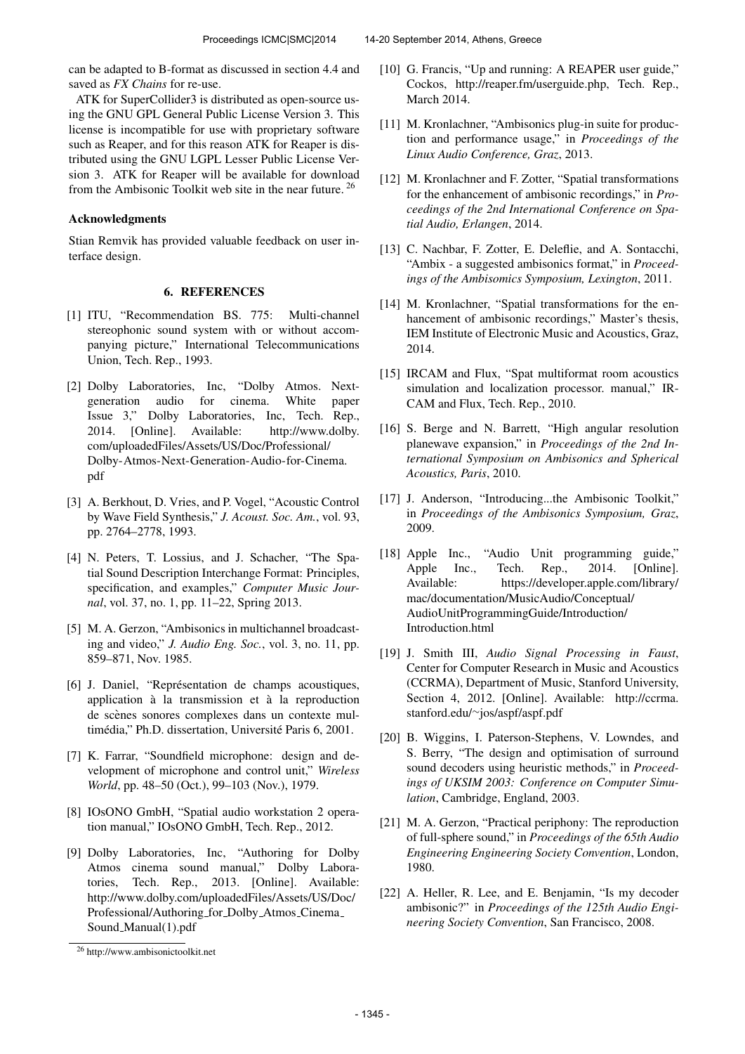can be adapted to B-format as discussed in section 4.4 and saved as *FX Chains* for re-use.

ATK for SuperCollider3 is distributed as open-source using the GNU GPL General Public License Version 3. This license is incompatible for use with proprietary software such as Reaper, and for this reason ATK for Reaper is distributed using the GNU LGPL Lesser Public License Version 3. ATK for Reaper will be available for download from the Ambisonic Toolkit web site in the near future. [26]

### Acknowledgments

Stian Remvik has provided valuable feedback on user interface design.

## 6. REFERENCES

[1] ITU, "Recommendation BS. 775: Multi-channel stereophonic sound system with or without accompanying picture," International Telecommunications Union, Tech. Rep., 1993.

[2] Dolby Laboratories, Inc, "Dolby Atmos. Next-generation audio for cinema. White paper Issue 3," Dolby Laboratories, Inc, Tech. Rep., 2014. [Online]. Available: http://www.dolby.com/uploadedFiles/Assets/US/Doc/Professional/Dolby-Atmos-Next-Generation-Audio-for-Cinema.pdf

[3] A. Berkhout, D. Vries, and P. Vogel, "Acoustic Control by Wave Field Synthesis," *J. Acoust. Soc. Am.*, vol. 93, pp. 2764–2778, 1993.

[4] N. Peters, T. Lossius, and J. Schacher, "The Spatial Sound Description Interchange Format: Principles, specification, and examples," *Computer Music Journal*, vol. 37, no. 1, pp. 11–22, Spring 2013.

[5] M. A. Gerzon, "Ambisonics in multichannel broadcasting and video," *J. Audio Eng. Soc.*, vol. 3, no. 11, pp. 859–871, Nov. 1985.

[6] J. Daniel, "Représentation de champs acoustiques, application à la transmission et à la reproduction de scènes sonores complexes dans un contexte multimédia," Ph.D. dissertation, Université Paris 6, 2001.

[7] K. Farrar, "Soundfield microphone: design and development of microphone and control unit," *Wireless World*, pp. 48–50 (Oct.), 99–103 (Nov.), 1979.

[8] IOsONO GmbH, "Spatial audio workstation 2 operation manual," IOsONO GmbH, Tech. Rep., 2012.

[9] Dolby Laboratories, Inc, "Authoring for Dolby Atmos cinema sound manual," Dolby Laboratories, Tech. Rep., 2013. [Online]. Available: http://www.dolby.com/uploadedFiles/Assets/US/Doc/Professional/Authoring_for_Dolby_Atmos_Cinema_Sound_Manual(1).pdf

[10] G. Francis, "Up and running: A REAPER user guide," Cockos, http://reaper.fm/userguide.php, Tech. Rep., March 2014.

[11] M. Kronlachner, "Ambisonics plug-in suite for production and performance usage," in *Proceedings of the Linux Audio Conference, Graz*, 2013.

[12] M. Kronlachner and F. Zotter, "Spatial transformations for the enhancement of ambisonic recordings," in *Proceedings of the 2nd International Conference on Spatial Audio, Erlangen*, 2014.

[13] C. Nachbar, F. Zotter, E. Deleflie, and A. Sontacchi, "Ambix - a suggested ambisonics format," in *Proceedings of the Ambisomics Symposium, Lexington*, 2011.

[14] M. Kronlachner, "Spatial transformations for the enhancement of ambisonic recordings," Master's thesis, IEM Institute of Electronic Music and Acoustics, Graz, 2014.

[15] IRCAM and Flux, "Spat multiformat room acoustics simulation and localization processor. manual," IRCAM and Flux, Tech. Rep., 2010.

[16] S. Berge and N. Barrett, "High angular resolution planewave expansion," in *Proceedings of the 2nd International Symposium on Ambisonics and Spherical Acoustics, Paris*, 2010.

[17] J. Anderson, "Introducing...the Ambisonic Toolkit," in *Proceedings of the Ambisonics Symposium, Graz*, 2009.

[18] Apple Inc., "Audio Unit programming guide," Apple Inc., Tech. Rep., 2014. [Online]. Available: https://developer.apple.com/library/mac/documentation/MusicAudio/Conceptual/AudioUnitProgrammingGuide/Introduction/Introduction.html

[19] J. Smith III, *Audio Signal Processing in Faust*, Center for Computer Research in Music and Acoustics (CCRMA), Department of Music, Stanford University, Section 4, 2012. [Online]. Available: http://ccrma.stanford.edu/~jos/aspf/aspf.pdf

[20] B. Wiggins, I. Paterson-Stephens, V. Lowndes, and S. Berry, "The design and optimisation of surround sound decoders using heuristic methods," in *Proceedings of UKSIM 2003: Conference on Computer Simulation*, Cambridge, England, 2003.

[21] M. A. Gerzon, "Practical periphony: The reproduction of full-sphere sound," in *Proceedings of the 65th Audio Engineering Engineering Society Convention*, London, 1980.

[22] A. Heller, R. Lee, and E. Benjamin, "Is my decoder ambisonic?" in *Proceedings of the 125th Audio Engineering Society Convention*, San Francisco, 2008.

[26] http://www.ambisonictoolkit.net